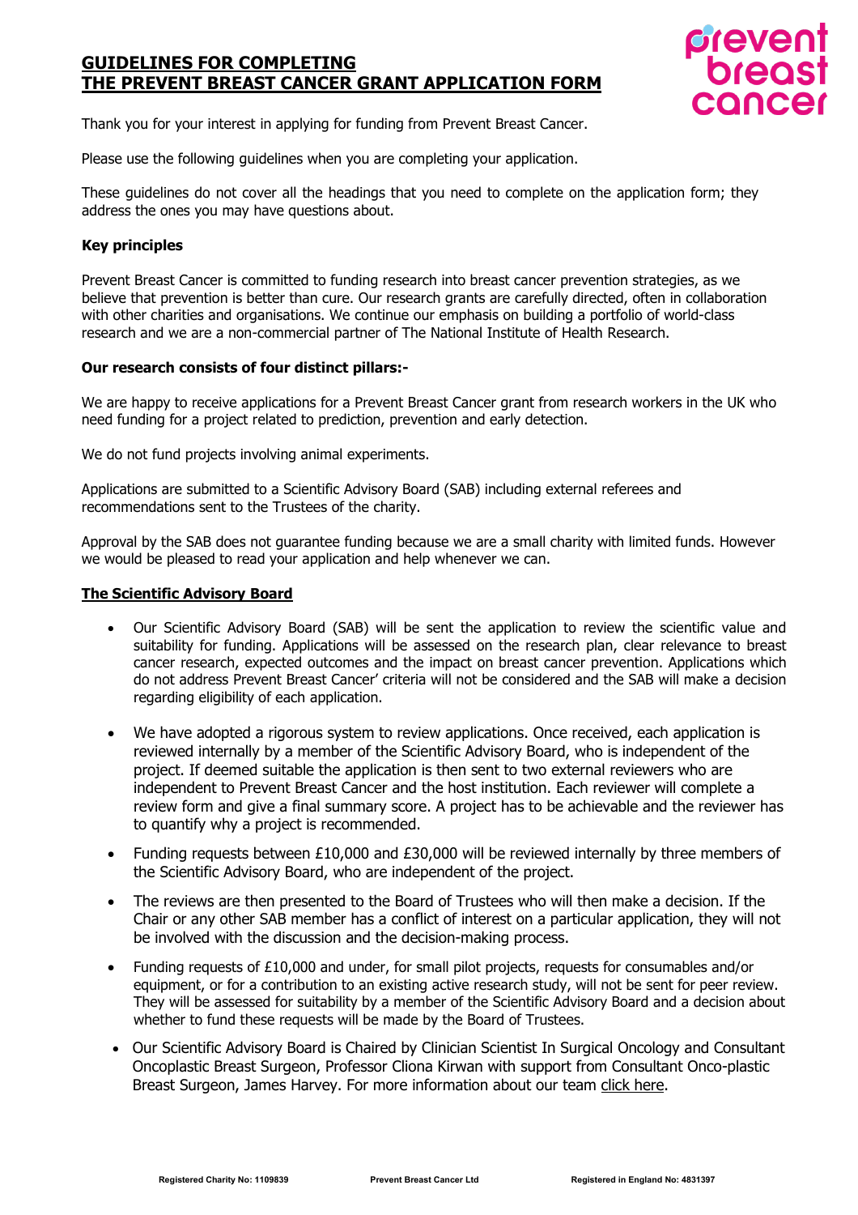# GUIDELINES FOR COMPLETING THE PREVENT BREAST CANCER GRANT APPLICATION FORM

Thank you for your interest in applying for funding from Prevent Breast Cancer.

Please use the following guidelines when you are completing your application.

These guidelines do not cover all the headings that you need to complete on the application form; they address the ones you may have questions about.

**Key principles**

Prevent Breast Cancer is committed to funding research into breast cancer prevention strategies, as we believe that prevention is better than cure. Our research grants are carefully directed, often in collaboration with other charities and organisations. We continue our emphasis on building a portfolio of world-class research and we are a non-commercial partner of The National Institute of Health Research.

**Our research consists of four distinct pillars:-**

We are happy to receive applications for a Prevent Breast Cancer grant from research workers in the UK who need funding for a project related to prediction, prevention and early detection.

We do not fund projects involving animal experiments.

Applications are submitted to a Scientific Advisory Board (SAB) including external referees and recommendations sent to the Trustees of the charity.

Approval by the SAB does not guarantee funding because we are a small charity with limited funds. However we would be pleased to read your application and help whenever we can.

## The Scientific Advisory Board

- Our Scientific Advisory Board (SAB) will be sent the application to review the scientific value and suitability for funding. Applications will be assessed on the research plan, clear relevance to breast cancer research, expected outcomes and the impact on breast cancer prevention. Applications which do not address Prevent Breast Cancer' criteria will not be considered and the SAB will make a decision regarding eligibility of each application.
- We have adopted a rigorous system to review applications. Once received, each application is reviewed internally by a member of the Scientific Advisory Board, who is independent of the project. If deemed suitable the application is then sent to two external reviewers who are independent to Prevent Breast Cancer and the host institution. Each reviewer will complete a review form and give a final summary score. A project has to be achievable and the reviewer has to quantify why a project is recommended.
- Funding requests between £10,000 and £30,000 will be reviewed internally by three members of the Scientific Advisory Board, who are independent of the project.
- The reviews are then presented to the Board of Trustees who will then make a decision. If the Chair or any other SAB member has a conflict of interest on a particular application, they will not be involved with the discussion and the decision-making process.
- Funding requests of £10,000 and under, for small pilot projects, requests for consumables and/or equipment, or for a contribution to an existing active research study, will not be sent for peer review. They will be assessed for suitability by a member of the Scientific Advisory Board and a decision about whether to fund these requests will be made by the Board of Trustees.
- Our Scientific Advisory Board is Chaired by Clinician Scientist In Surgical Oncology and Consultant Oncoplastic Breast Surgeon, Professor Cliona Kirwan with support from Consultant Onco-plastic Breast Surgeon, James Harvey. For more information about our team click here.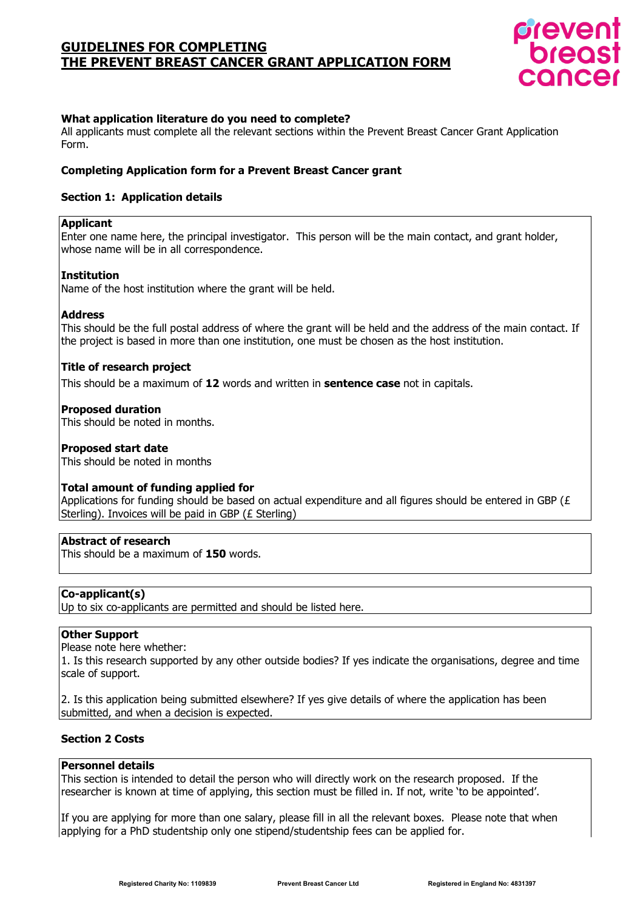# GUIDELINES FOR COMPLETING THE PREVENT BREAST CANCER GRANT APPLICATION FORM

**What application literature do you need to complete?**
All applicants must complete all the relevant sections within the Prevent Breast Cancer Grant Application Form.

**Completing Application form for a Prevent Breast Cancer grant**

**Section 1: Application details**

**Applicant**
Enter one name here, the principal investigator. This person will be the main contact, and grant holder, whose name will be in all correspondence.

**Institution**
Name of the host institution where the grant will be held.

**Address**
This should be the full postal address of where the grant will be held and the address of the main contact. If the project is based in more than one institution, one must be chosen as the host institution.

**Title of research project**
This should be a maximum of **12** words and written in **sentence case** not in capitals.

**Proposed duration**
This should be noted in months.

**Proposed start date**
This should be noted in months

**Total amount of funding applied for**
Applications for funding should be based on actual expenditure and all figures should be entered in GBP (£ Sterling). Invoices will be paid in GBP (£ Sterling)

**Abstract of research**
This should be a maximum of **150** words.

**Co-applicant(s)**
Up to six co-applicants are permitted and should be listed here.

**Other Support**
Please note here whether:
1. Is this research supported by any other outside bodies? If yes indicate the organisations, degree and time scale of support.

2. Is this application being submitted elsewhere? If yes give details of where the application has been submitted, and when a decision is expected.

**Section 2 Costs**

**Personnel details**
This section is intended to detail the person who will directly work on the research proposed. If the researcher is known at time of applying, this section must be filled in. If not, write 'to be appointed'.

If you are applying for more than one salary, please fill in all the relevant boxes. Please note that when applying for a PhD studentship only one stipend/studentship fees can be applied for.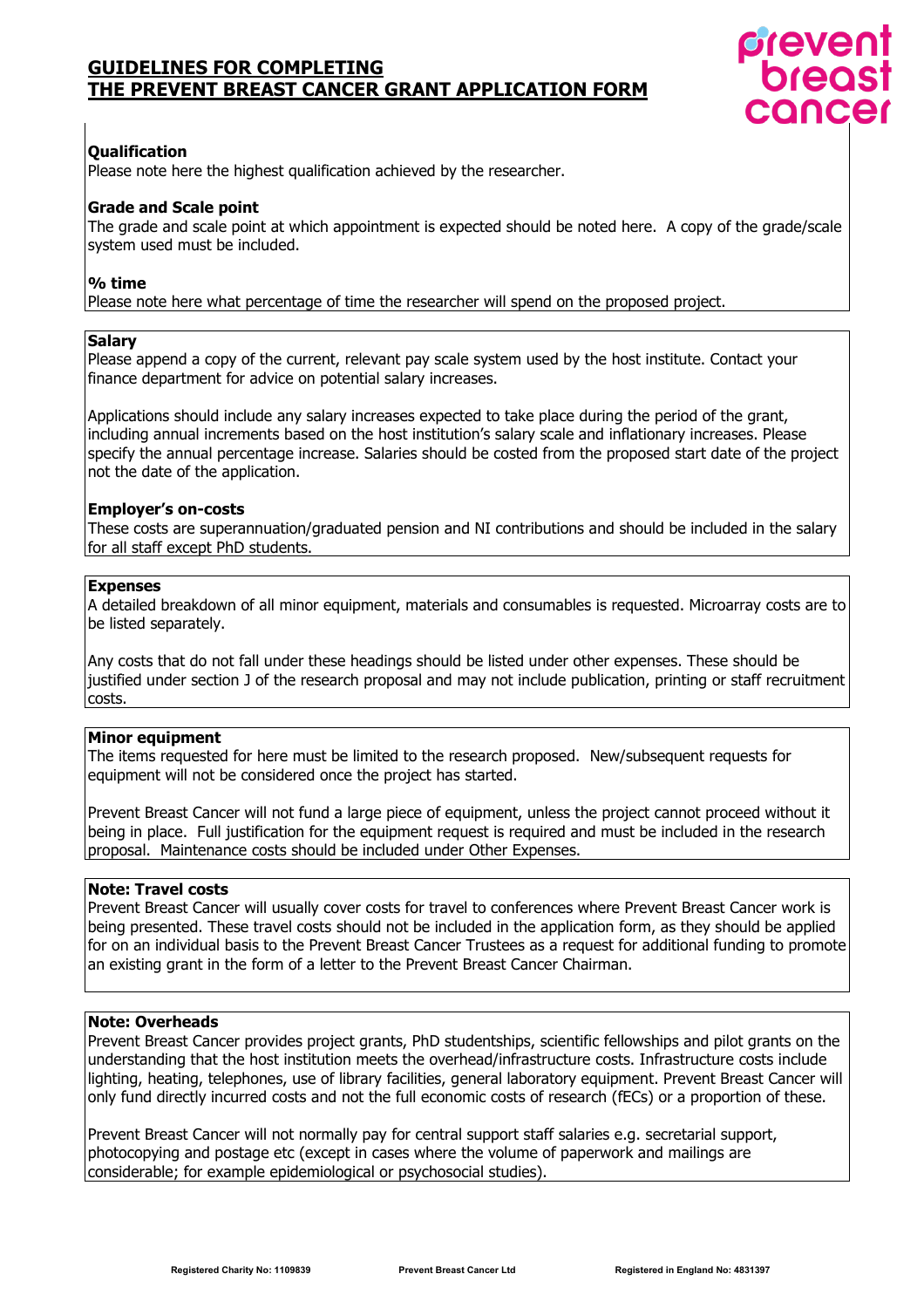# GUIDELINES FOR COMPLETING THE PREVENT BREAST CANCER GRANT APPLICATION FORM

**Qualification**

Please note here the highest qualification achieved by the researcher.

**Grade and Scale point**

The grade and scale point at which appointment is expected should be noted here. A copy of the grade/scale system used must be included.

**% time**

Please note here what percentage of time the researcher will spend on the proposed project.

**Salary**

Please append a copy of the current, relevant pay scale system used by the host institute. Contact your finance department for advice on potential salary increases.

Applications should include any salary increases expected to take place during the period of the grant, including annual increments based on the host institution's salary scale and inflationary increases. Please specify the annual percentage increase. Salaries should be costed from the proposed start date of the project not the date of the application.

**Employer's on-costs**

These costs are superannuation/graduated pension and NI contributions and should be included in the salary for all staff except PhD students.

**Expenses**

A detailed breakdown of all minor equipment, materials and consumables is requested. Microarray costs are to be listed separately.

Any costs that do not fall under these headings should be listed under other expenses. These should be justified under section J of the research proposal and may not include publication, printing or staff recruitment costs.

**Minor equipment**

The items requested for here must be limited to the research proposed. New/subsequent requests for equipment will not be considered once the project has started.

Prevent Breast Cancer will not fund a large piece of equipment, unless the project cannot proceed without it being in place. Full justification for the equipment request is required and must be included in the research proposal. Maintenance costs should be included under Other Expenses.

**Note: Travel costs**

Prevent Breast Cancer will usually cover costs for travel to conferences where Prevent Breast Cancer work is being presented. These travel costs should not be included in the application form, as they should be applied for on an individual basis to the Prevent Breast Cancer Trustees as a request for additional funding to promote an existing grant in the form of a letter to the Prevent Breast Cancer Chairman.

**Note: Overheads**

Prevent Breast Cancer provides project grants, PhD studentships, scientific fellowships and pilot grants on the understanding that the host institution meets the overhead/infrastructure costs. Infrastructure costs include lighting, heating, telephones, use of library facilities, general laboratory equipment. Prevent Breast Cancer will only fund directly incurred costs and not the full economic costs of research (fECs) or a proportion of these.

Prevent Breast Cancer will not normally pay for central support staff salaries e.g. secretarial support, photocopying and postage etc (except in cases where the volume of paperwork and mailings are considerable; for example epidemiological or psychosocial studies).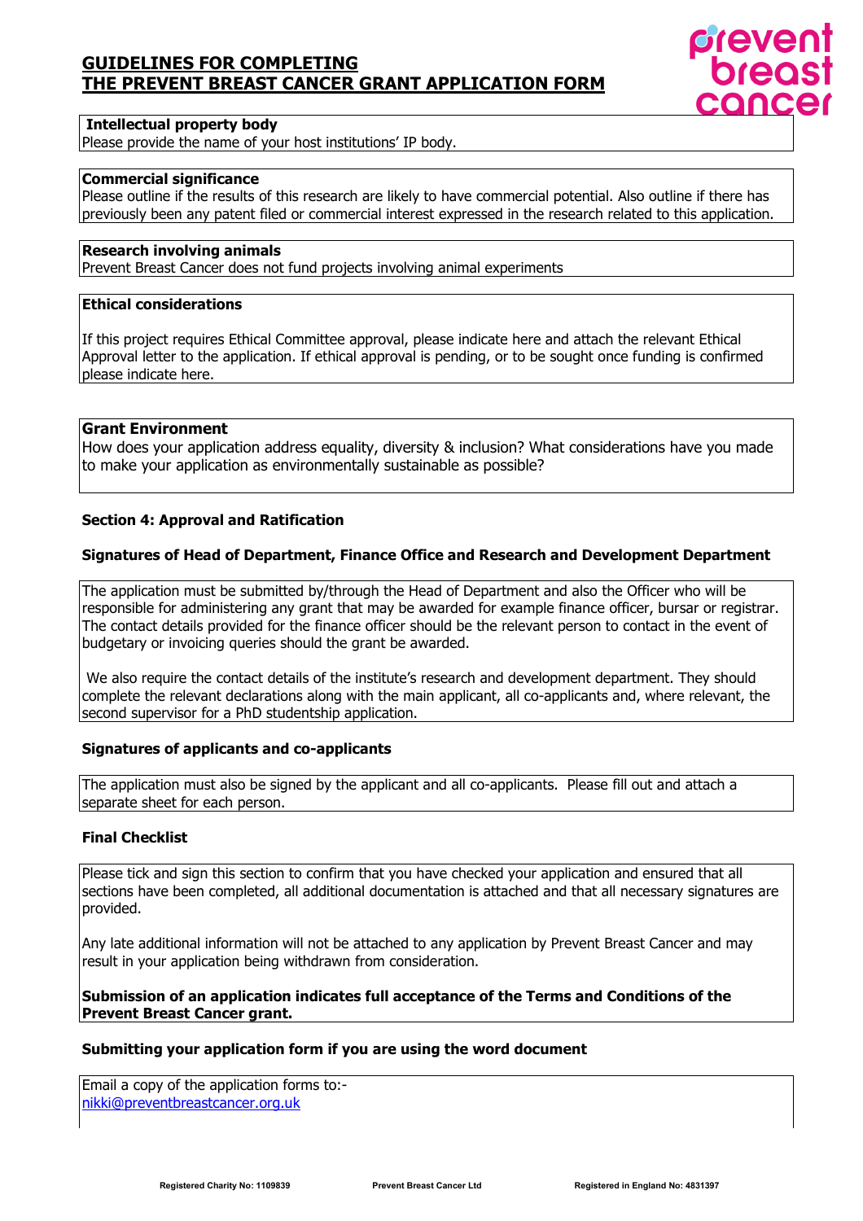# GUIDELINES FOR COMPLETING THE PREVENT BREAST CANCER GRANT APPLICATION FORM

**Intellectual property body**

Please provide the name of your host institutions' IP body.

**Commercial significance**

Please outline if the results of this research are likely to have commercial potential. Also outline if there has previously been any patent filed or commercial interest expressed in the research related to this application.

**Research involving animals**

Prevent Breast Cancer does not fund projects involving animal experiments

**Ethical considerations**

If this project requires Ethical Committee approval, please indicate here and attach the relevant Ethical Approval letter to the application. If ethical approval is pending, or to be sought once funding is confirmed please indicate here.

**Grant Environment**

How does your application address equality, diversity & inclusion? What considerations have you made to make your application as environmentally sustainable as possible?

### Section 4: Approval and Ratification

**Signatures of Head of Department, Finance Office and Research and Development Department**

The application must be submitted by/through the Head of Department and also the Officer who will be responsible for administering any grant that may be awarded for example finance officer, bursar or registrar. The contact details provided for the finance officer should be the relevant person to contact in the event of budgetary or invoicing queries should the grant be awarded.

We also require the contact details of the institute's research and development department. They should complete the relevant declarations along with the main applicant, all co-applicants and, where relevant, the second supervisor for a PhD studentship application.

**Signatures of applicants and co-applicants**

The application must also be signed by the applicant and all co-applicants. Please fill out and attach a separate sheet for each person.

**Final Checklist**

Please tick and sign this section to confirm that you have checked your application and ensured that all sections have been completed, all additional documentation is attached and that all necessary signatures are provided.

Any late additional information will not be attached to any application by Prevent Breast Cancer and may result in your application being withdrawn from consideration.

**Submission of an application indicates full acceptance of the Terms and Conditions of the Prevent Breast Cancer grant.**

**Submitting your application form if you are using the word document**

Email a copy of the application forms to:-
nikki@preventbreastcancer.org.uk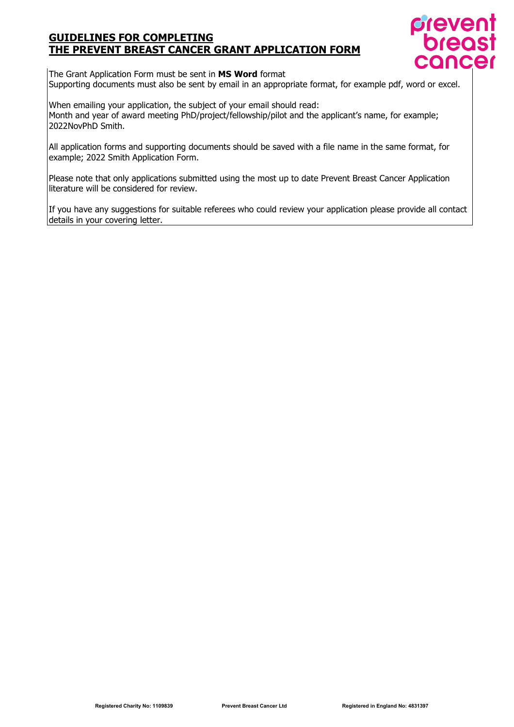## GUIDELINES FOR COMPLETING THE PREVENT BREAST CANCER GRANT APPLICATION FORM

The Grant Application Form must be sent in **MS Word** format
Supporting documents must also be sent by email in an appropriate format, for example pdf, word or excel.

When emailing your application, the subject of your email should read:
Month and year of award meeting PhD/project/fellowship/pilot and the applicant's name, for example; 2022NovPhD Smith.

All application forms and supporting documents should be saved with a file name in the same format, for example; 2022 Smith Application Form.

Please note that only applications submitted using the most up to date Prevent Breast Cancer Application literature will be considered for review.

If you have any suggestions for suitable referees who could review your application please provide all contact details in your covering letter.

Registered Charity No: 1109839    Prevent Breast Cancer Ltd    Registered in England No: 4831397